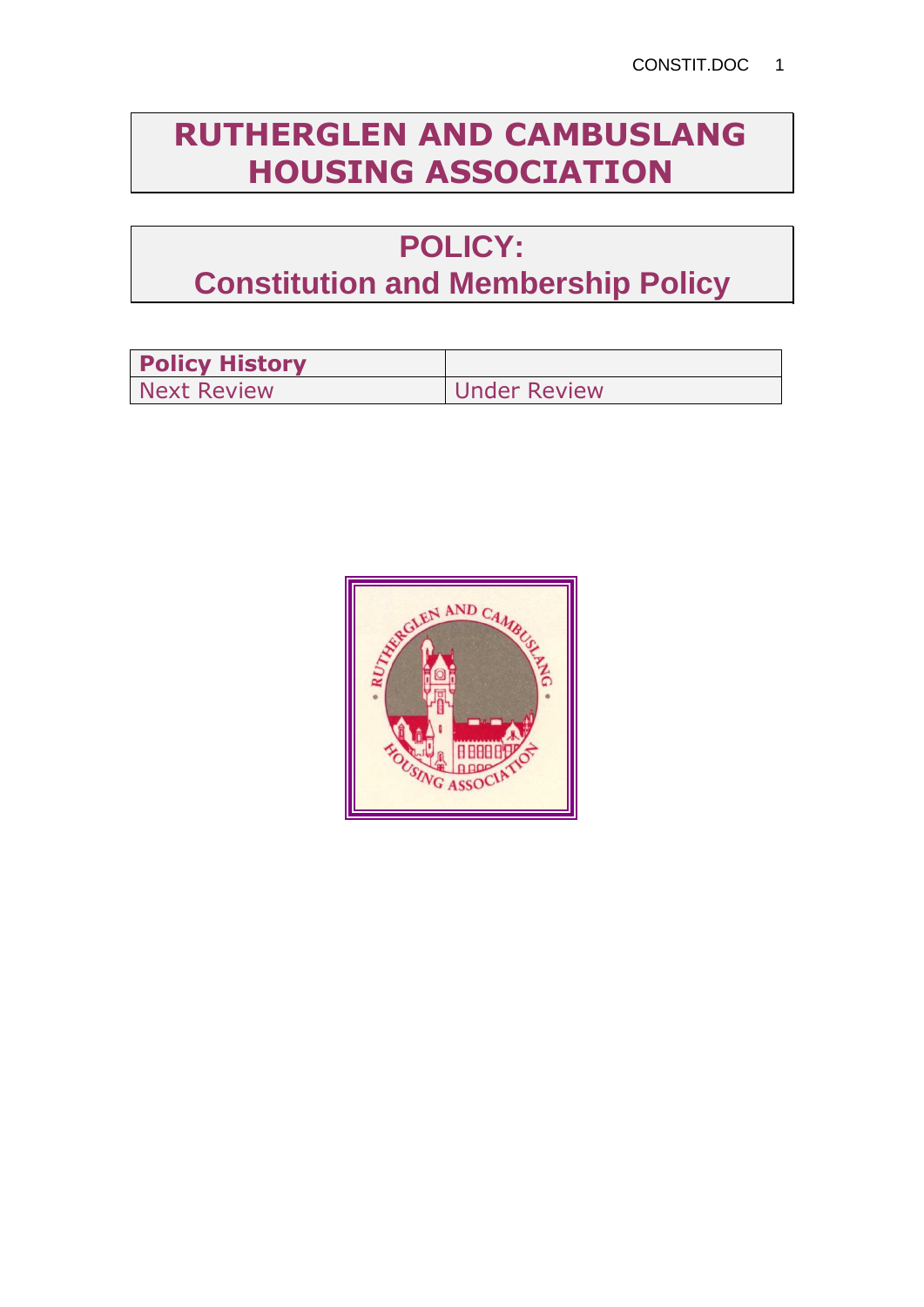# RUTHERGLEN AND CAMBUSLANG HOUSING ASSOCIATION

## POLICY:
## Constitution and Membership Policy

| **Policy History** | |
|---|---|
| Next Review | Under Review |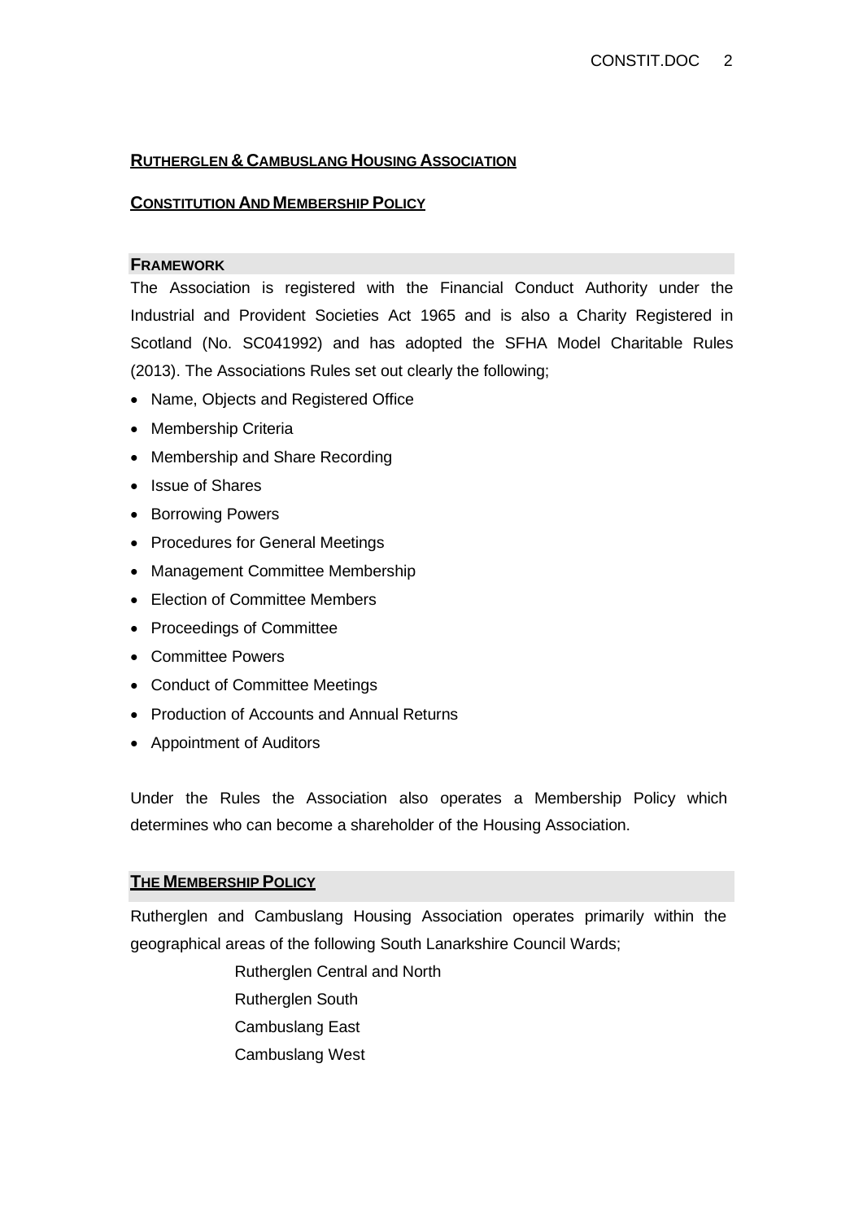## RUTHERGLEN & CAMBUSLANG HOUSING ASSOCIATION

## CONSTITUTION AND MEMBERSHIP POLICY

### FRAMEWORK

The Association is registered with the Financial Conduct Authority under the Industrial and Provident Societies Act 1965 and is also a Charity Registered in Scotland (No. SC041992) and has adopted the SFHA Model Charitable Rules (2013). The Associations Rules set out clearly the following;

- Name, Objects and Registered Office
- Membership Criteria
- Membership and Share Recording
- Issue of Shares
- Borrowing Powers
- Procedures for General Meetings
- Management Committee Membership
- Election of Committee Members
- Proceedings of Committee
- Committee Powers
- Conduct of Committee Meetings
- Production of Accounts and Annual Returns
- Appointment of Auditors

Under the Rules the Association also operates a Membership Policy which determines who can become a shareholder of the Housing Association.

### THE MEMBERSHIP POLICY

Rutherglen and Cambuslang Housing Association operates primarily within the geographical areas of the following South Lanarkshire Council Wards;

Rutherglen Central and North
Rutherglen South
Cambuslang East
Cambuslang West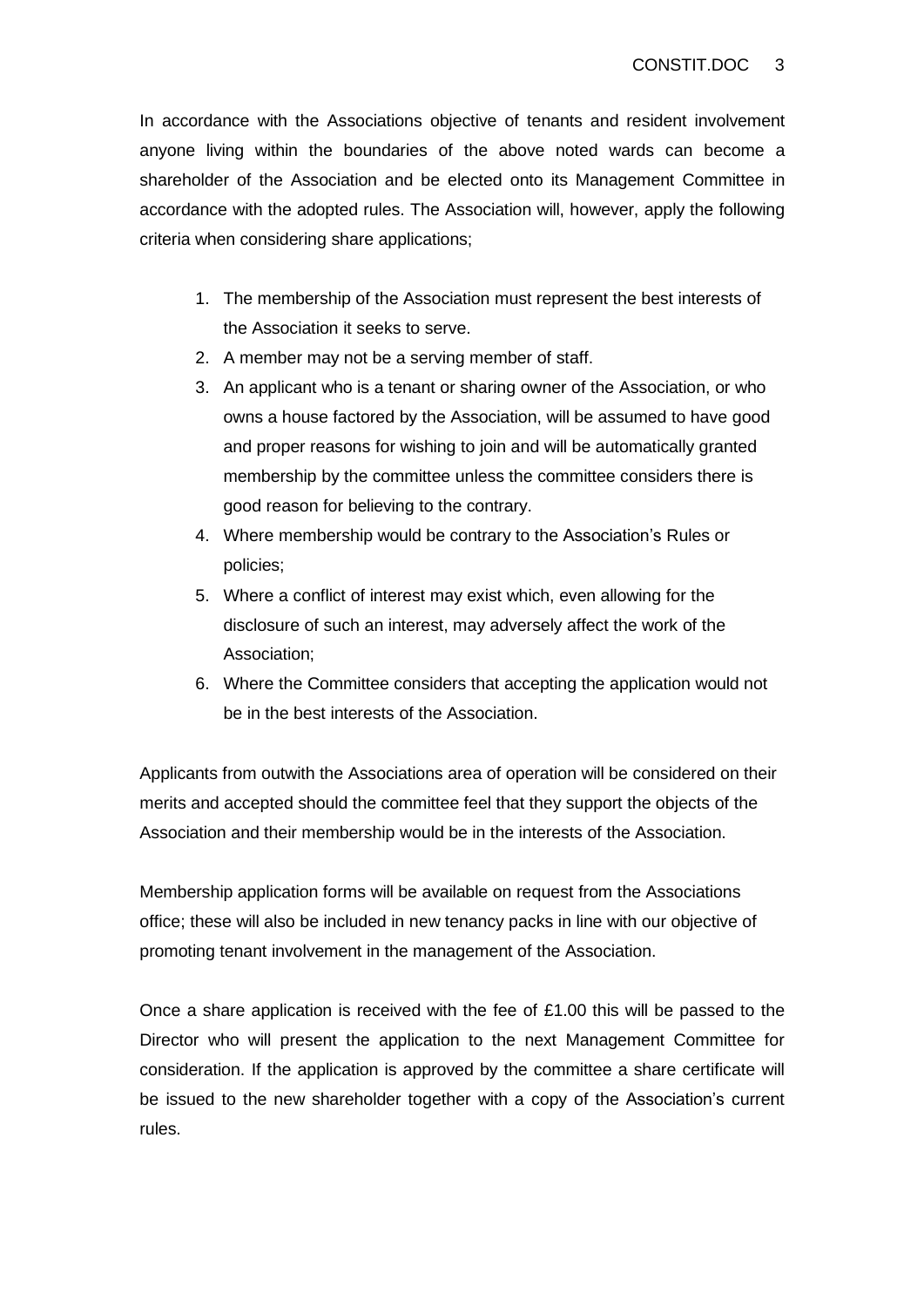In accordance with the Associations objective of tenants and resident involvement anyone living within the boundaries of the above noted wards can become a shareholder of the Association and be elected onto its Management Committee in accordance with the adopted rules. The Association will, however, apply the following criteria when considering share applications;

1. The membership of the Association must represent the best interests of the Association it seeks to serve.
2. A member may not be a serving member of staff.
3. An applicant who is a tenant or sharing owner of the Association, or who owns a house factored by the Association, will be assumed to have good and proper reasons for wishing to join and will be automatically granted membership by the committee unless the committee considers there is good reason for believing to the contrary.
4. Where membership would be contrary to the Association's Rules or policies;
5. Where a conflict of interest may exist which, even allowing for the disclosure of such an interest, may adversely affect the work of the Association;
6. Where the Committee considers that accepting the application would not be in the best interests of the Association.

Applicants from outwith the Associations area of operation will be considered on their merits and accepted should the committee feel that they support the objects of the Association and their membership would be in the interests of the Association.

Membership application forms will be available on request from the Associations office; these will also be included in new tenancy packs in line with our objective of promoting tenant involvement in the management of the Association.

Once a share application is received with the fee of £1.00 this will be passed to the Director who will present the application to the next Management Committee for consideration. If the application is approved by the committee a share certificate will be issued to the new shareholder together with a copy of the Association's current rules.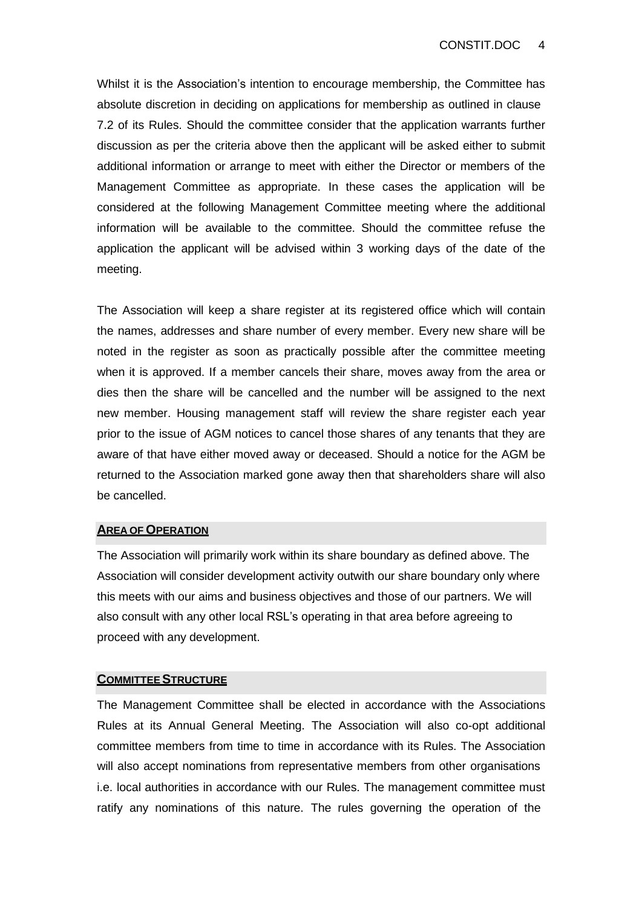Whilst it is the Association's intention to encourage membership, the Committee has absolute discretion in deciding on applications for membership as outlined in clause 7.2 of its Rules. Should the committee consider that the application warrants further discussion as per the criteria above then the applicant will be asked either to submit additional information or arrange to meet with either the Director or members of the Management Committee as appropriate. In these cases the application will be considered at the following Management Committee meeting where the additional information will be available to the committee. Should the committee refuse the application the applicant will be advised within 3 working days of the date of the meeting.

The Association will keep a share register at its registered office which will contain the names, addresses and share number of every member. Every new share will be noted in the register as soon as practically possible after the committee meeting when it is approved. If a member cancels their share, moves away from the area or dies then the share will be cancelled and the number will be assigned to the next new member. Housing management staff will review the share register each year prior to the issue of AGM notices to cancel those shares of any tenants that they are aware of that have either moved away or deceased. Should a notice for the AGM be returned to the Association marked gone away then that shareholders share will also be cancelled.

## AREA OF OPERATION

The Association will primarily work within its share boundary as defined above. The Association will consider development activity outwith our share boundary only where this meets with our aims and business objectives and those of our partners. We will also consult with any other local RSL's operating in that area before agreeing to proceed with any development.

## COMMITTEE STRUCTURE

The Management Committee shall be elected in accordance with the Associations Rules at its Annual General Meeting. The Association will also co-opt additional committee members from time to time in accordance with its Rules. The Association will also accept nominations from representative members from other organisations i.e. local authorities in accordance with our Rules. The management committee must ratify any nominations of this nature. The rules governing the operation of the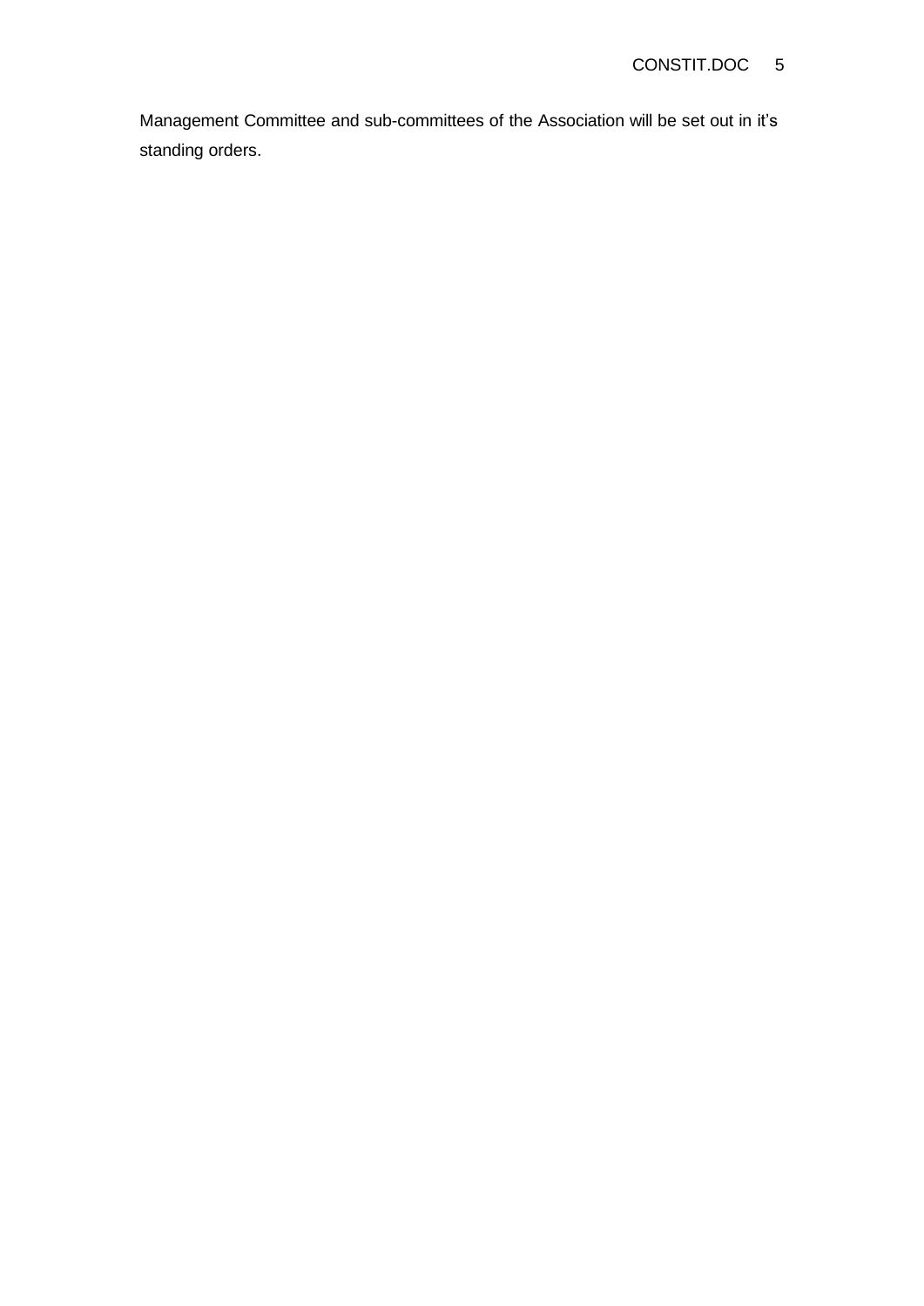Management Committee and sub-committees of the Association will be set out in it's standing orders.